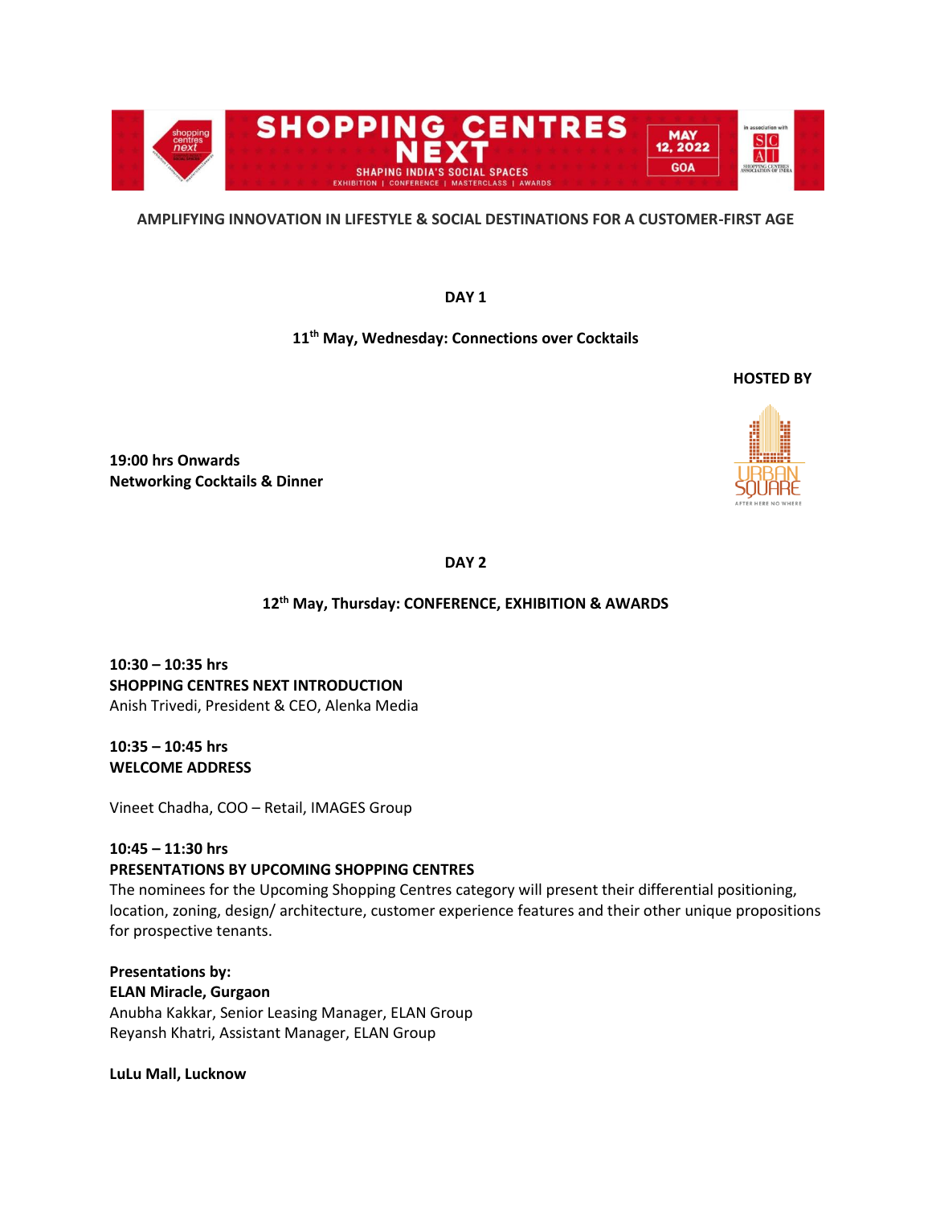AMPLIFYING INNOVATION IN LIFESTYLE & SOCIAL DESTINATIONS FOR A CUSTOMER-FIRST AGE

## DAY 1

### 11th May, Wednesday: Connections over Cocktails

**HOSTED BY**

**19:00 hrs Onwards**
**Networking Cocktails & Dinner**

## DAY 2

### 12th May, Thursday: CONFERENCE, EXHIBITION & AWARDS

**10:30 – 10:35 hrs**
**SHOPPING CENTRES NEXT INTRODUCTION**
Anish Trivedi, President & CEO, Alenka Media

**10:35 – 10:45 hrs**
**WELCOME ADDRESS**

Vineet Chadha, COO – Retail, IMAGES Group

**10:45 – 11:30 hrs**
**PRESENTATIONS BY UPCOMING SHOPPING CENTRES**
The nominees for the Upcoming Shopping Centres category will present their differential positioning, location, zoning, design/ architecture, customer experience features and their other unique propositions for prospective tenants.

**Presentations by:**
**ELAN Miracle, Gurgaon**
Anubha Kakkar, Senior Leasing Manager, ELAN Group
Reyansh Khatri, Assistant Manager, ELAN Group

**LuLu Mall, Lucknow**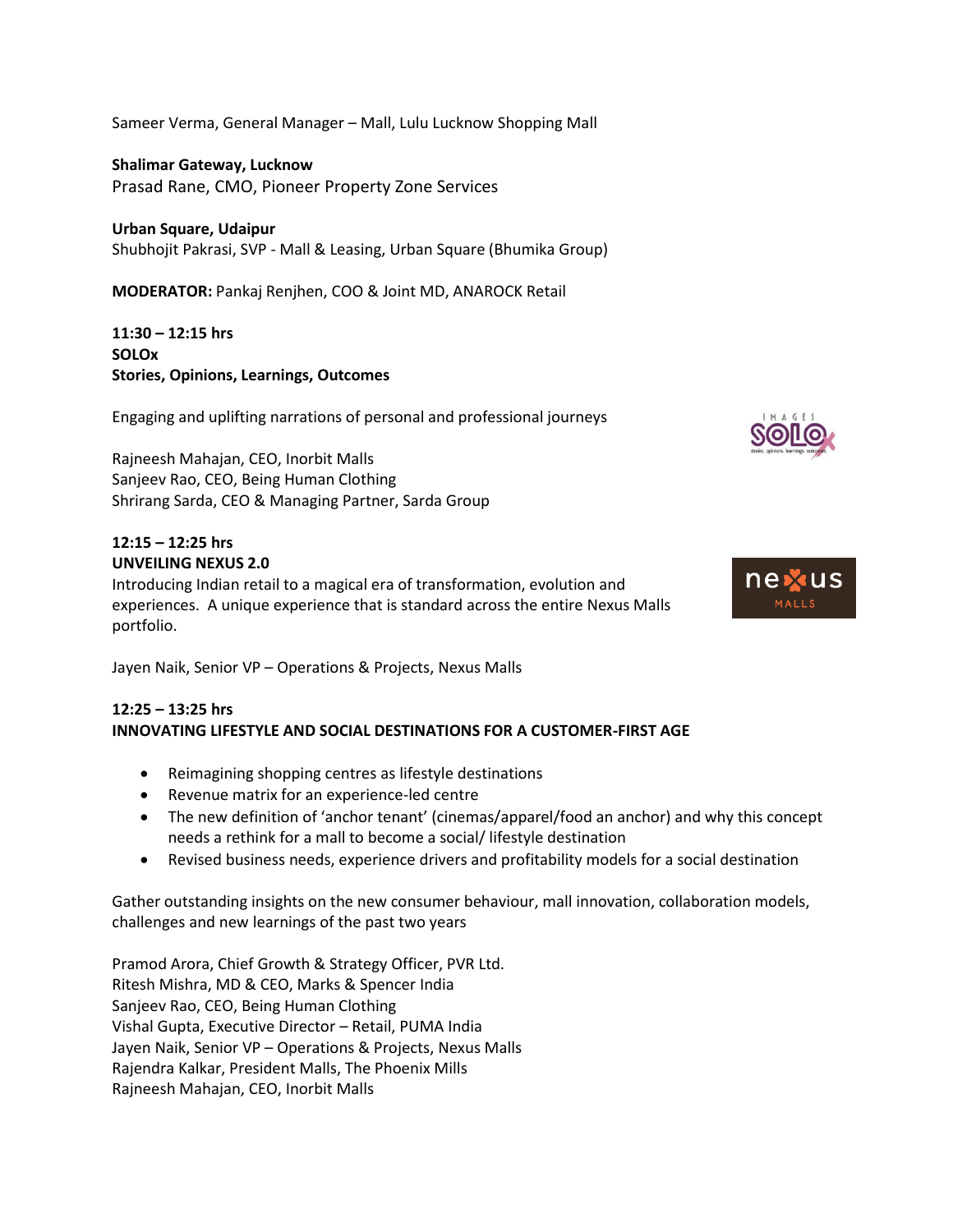Sameer Verma, General Manager – Mall, Lulu Lucknow Shopping Mall

**Shalimar Gateway, Lucknow**
Prasad Rane, CMO, Pioneer Property Zone Services

**Urban Square, Udaipur**
Shubhojit Pakrasi, SVP - Mall & Leasing, Urban Square (Bhumika Group)

**MODERATOR:** Pankaj Renjhen, COO & Joint MD, ANAROCK Retail

**11:30 – 12:15 hrs**
**SOLOx**
**Stories, Opinions, Learnings, Outcomes**

Engaging and uplifting narrations of personal and professional journeys

Rajneesh Mahajan, CEO, Inorbit Malls
Sanjeev Rao, CEO, Being Human Clothing
Shrirang Sarda, CEO & Managing Partner, Sarda Group

**12:15 – 12:25 hrs**
**UNVEILING NEXUS 2.0**
Introducing Indian retail to a magical era of transformation, evolution and experiences. A unique experience that is standard across the entire Nexus Malls portfolio.

Jayen Naik, Senior VP – Operations & Projects, Nexus Malls

**12:25 – 13:25 hrs**
**INNOVATING LIFESTYLE AND SOCIAL DESTINATIONS FOR A CUSTOMER-FIRST AGE**

- Reimagining shopping centres as lifestyle destinations
- Revenue matrix for an experience-led centre
- The new definition of 'anchor tenant' (cinemas/apparel/food an anchor) and why this concept needs a rethink for a mall to become a social/ lifestyle destination
- Revised business needs, experience drivers and profitability models for a social destination

Gather outstanding insights on the new consumer behaviour, mall innovation, collaboration models, challenges and new learnings of the past two years

Pramod Arora, Chief Growth & Strategy Officer, PVR Ltd.
Ritesh Mishra, MD & CEO, Marks & Spencer India
Sanjeev Rao, CEO, Being Human Clothing
Vishal Gupta, Executive Director – Retail, PUMA India
Jayen Naik, Senior VP – Operations & Projects, Nexus Malls
Rajendra Kalkar, President Malls, The Phoenix Mills
Rajneesh Mahajan, CEO, Inorbit Malls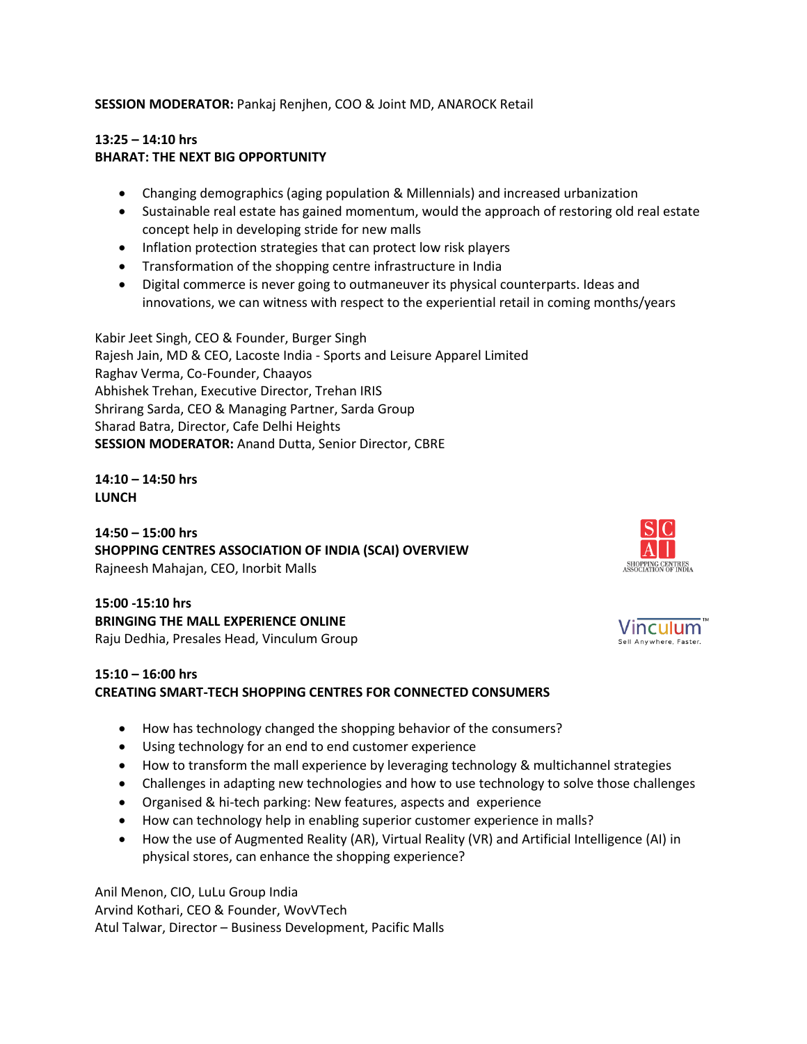**SESSION MODERATOR:** Pankaj Renjhen, COO & Joint MD, ANAROCK Retail

**13:25 – 14:10 hrs**
**BHARAT: THE NEXT BIG OPPORTUNITY**

- Changing demographics (aging population & Millennials) and increased urbanization
- Sustainable real estate has gained momentum, would the approach of restoring old real estate concept help in developing stride for new malls
- Inflation protection strategies that can protect low risk players
- Transformation of the shopping centre infrastructure in India
- Digital commerce is never going to outmaneuver its physical counterparts. Ideas and innovations, we can witness with respect to the experiential retail in coming months/years

Kabir Jeet Singh, CEO & Founder, Burger Singh
Rajesh Jain, MD & CEO, Lacoste India - Sports and Leisure Apparel Limited
Raghav Verma, Co-Founder, Chaayos
Abhishek Trehan, Executive Director, Trehan IRIS
Shrirang Sarda, CEO & Managing Partner, Sarda Group
Sharad Batra, Director, Cafe Delhi Heights
**SESSION MODERATOR:** Anand Dutta, Senior Director, CBRE

**14:10 – 14:50 hrs**
**LUNCH**

**14:50 – 15:00 hrs**
**SHOPPING CENTRES ASSOCIATION OF INDIA (SCAI) OVERVIEW**
Rajneesh Mahajan, CEO, Inorbit Malls

**15:00 -15:10 hrs**
**BRINGING THE MALL EXPERIENCE ONLINE**
Raju Dedhia, Presales Head, Vinculum Group

**15:10 – 16:00 hrs**
**CREATING SMART-TECH SHOPPING CENTRES FOR CONNECTED CONSUMERS**

- How has technology changed the shopping behavior of the consumers?
- Using technology for an end to end customer experience
- How to transform the mall experience by leveraging technology & multichannel strategies
- Challenges in adapting new technologies and how to use technology to solve those challenges
- Organised & hi-tech parking: New features, aspects and experience
- How can technology help in enabling superior customer experience in malls?
- How the use of Augmented Reality (AR), Virtual Reality (VR) and Artificial Intelligence (AI) in physical stores, can enhance the shopping experience?

Anil Menon, CIO, LuLu Group India
Arvind Kothari, CEO & Founder, WovVTech
Atul Talwar, Director – Business Development, Pacific Malls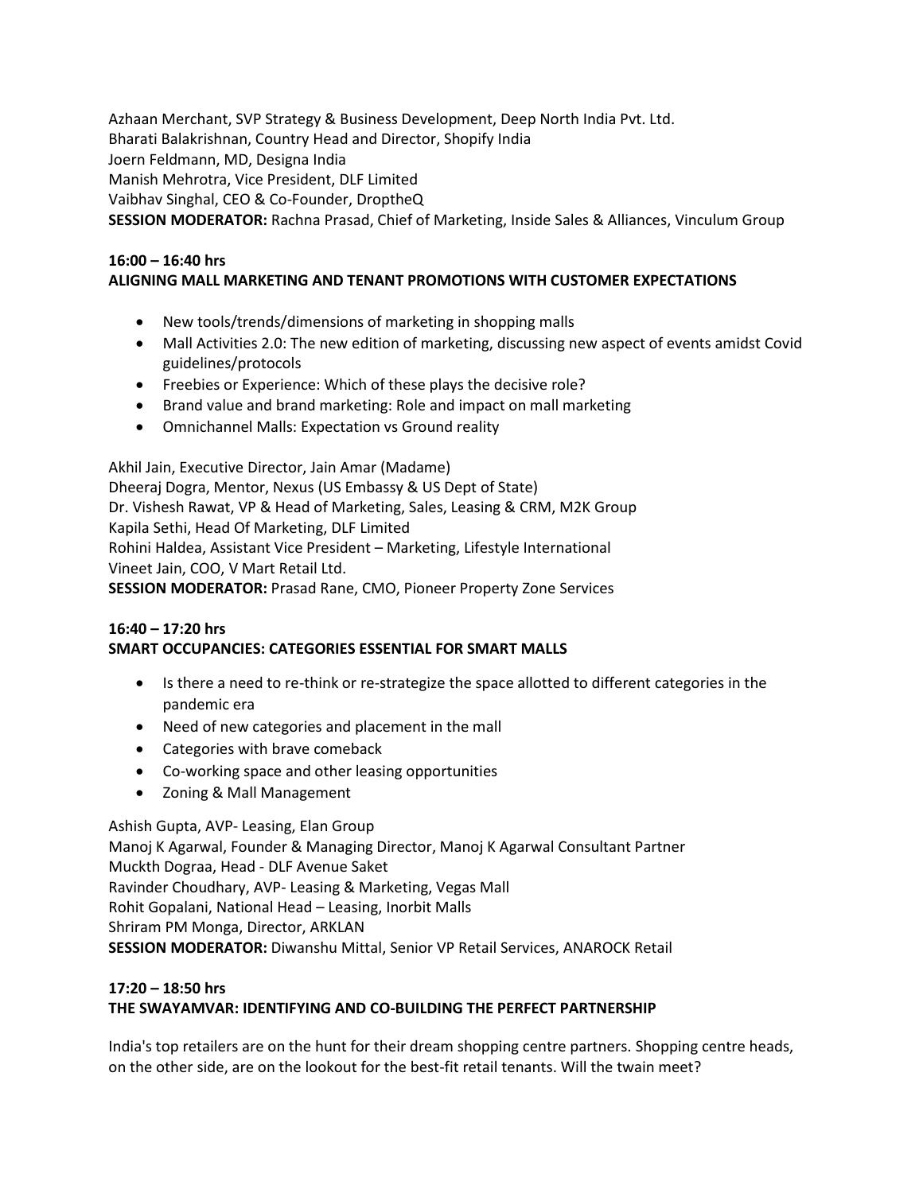Azhaan Merchant, SVP Strategy & Business Development, Deep North India Pvt. Ltd.
Bharati Balakrishnan, Country Head and Director, Shopify India
Joern Feldmann, MD, Designa India
Manish Mehrotra, Vice President, DLF Limited
Vaibhav Singhal, CEO & Co-Founder, DroptheQ
**SESSION MODERATOR:** Rachna Prasad, Chief of Marketing, Inside Sales & Alliances, Vinculum Group

**16:00 – 16:40 hrs**
**ALIGNING MALL MARKETING AND TENANT PROMOTIONS WITH CUSTOMER EXPECTATIONS**

- New tools/trends/dimensions of marketing in shopping malls
- Mall Activities 2.0: The new edition of marketing, discussing new aspect of events amidst Covid guidelines/protocols
- Freebies or Experience: Which of these plays the decisive role?
- Brand value and brand marketing: Role and impact on mall marketing
- Omnichannel Malls: Expectation vs Ground reality

Akhil Jain, Executive Director, Jain Amar (Madame)
Dheeraj Dogra, Mentor, Nexus (US Embassy & US Dept of State)
Dr. Vishesh Rawat, VP & Head of Marketing, Sales, Leasing & CRM, M2K Group
Kapila Sethi, Head Of Marketing, DLF Limited
Rohini Haldea, Assistant Vice President – Marketing, Lifestyle International
Vineet Jain, COO, V Mart Retail Ltd.
**SESSION MODERATOR:** Prasad Rane, CMO, Pioneer Property Zone Services

**16:40 – 17:20 hrs**
**SMART OCCUPANCIES: CATEGORIES ESSENTIAL FOR SMART MALLS**

- Is there a need to re-think or re-strategize the space allotted to different categories in the pandemic era
- Need of new categories and placement in the mall
- Categories with brave comeback
- Co-working space and other leasing opportunities
- Zoning & Mall Management

Ashish Gupta, AVP- Leasing, Elan Group
Manoj K Agarwal, Founder & Managing Director, Manoj K Agarwal Consultant Partner
Muckth Dograa, Head - DLF Avenue Saket
Ravinder Choudhary, AVP- Leasing & Marketing, Vegas Mall
Rohit Gopalani, National Head – Leasing, Inorbit Malls
Shriram PM Monga, Director, ARKLAN
**SESSION MODERATOR:** Diwanshu Mittal, Senior VP Retail Services, ANAROCK Retail

**17:20 – 18:50 hrs**
**THE SWAYAMVAR: IDENTIFYING AND CO-BUILDING THE PERFECT PARTNERSHIP**

India's top retailers are on the hunt for their dream shopping centre partners. Shopping centre heads, on the other side, are on the lookout for the best-fit retail tenants. Will the twain meet?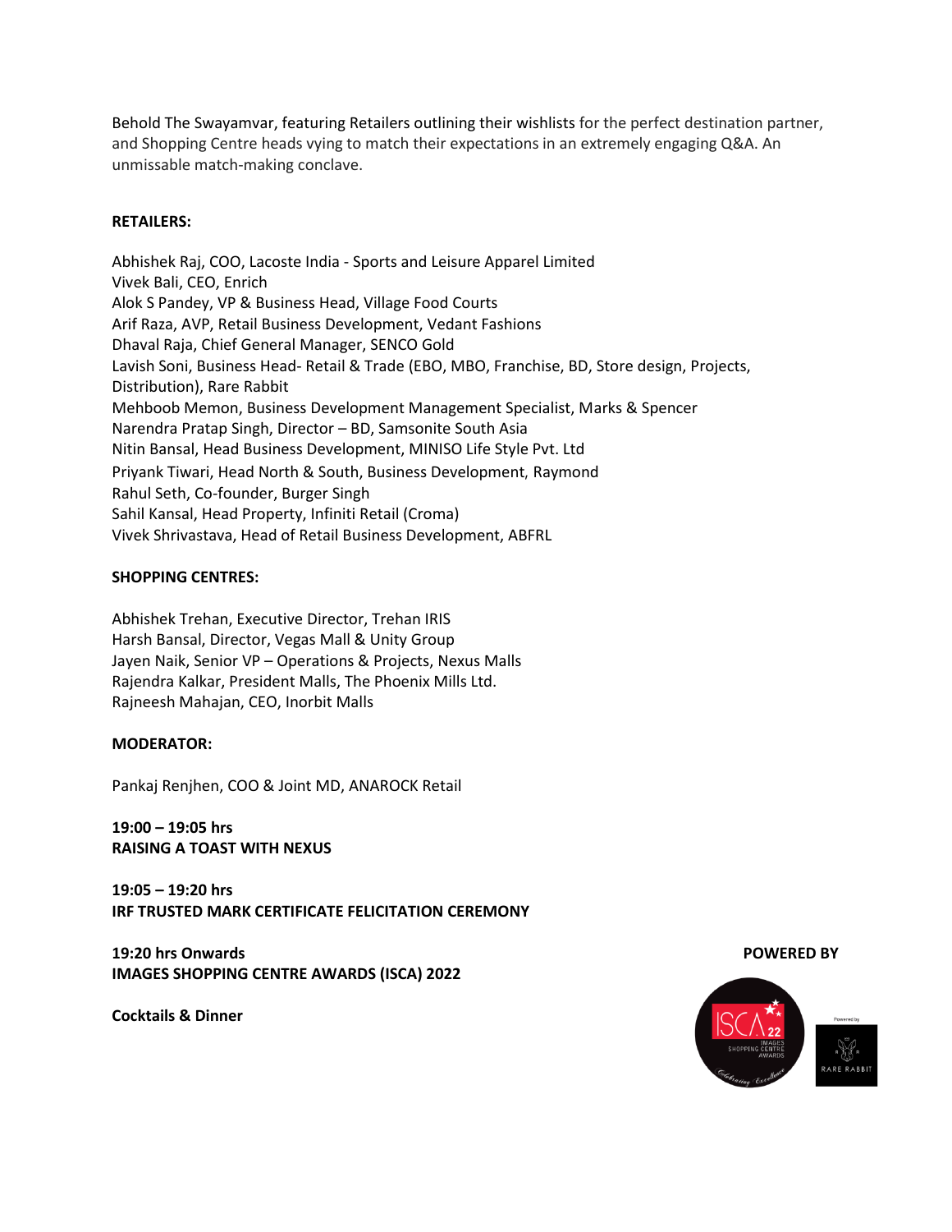Behold The Swayamvar, featuring Retailers outlining their wishlists for the perfect destination partner, and Shopping Centre heads vying to match their expectations in an extremely engaging Q&A. An unmissable match-making conclave.

**RETAILERS:**

Abhishek Raj, COO, Lacoste India - Sports and Leisure Apparel Limited
Vivek Bali, CEO, Enrich
Alok S Pandey, VP & Business Head, Village Food Courts
Arif Raza, AVP, Retail Business Development, Vedant Fashions
Dhaval Raja, Chief General Manager, SENCO Gold
Lavish Soni, Business Head- Retail & Trade (EBO, MBO, Franchise, BD, Store design, Projects, Distribution), Rare Rabbit
Mehboob Memon, Business Development Management Specialist, Marks & Spencer
Narendra Pratap Singh, Director – BD, Samsonite South Asia
Nitin Bansal, Head Business Development, MINISO Life Style Pvt. Ltd
Priyank Tiwari, Head North & South, Business Development, Raymond
Rahul Seth, Co-founder, Burger Singh
Sahil Kansal, Head Property, Infiniti Retail (Croma)
Vivek Shrivastava, Head of Retail Business Development, ABFRL

**SHOPPING CENTRES:**

Abhishek Trehan, Executive Director, Trehan IRIS
Harsh Bansal, Director, Vegas Mall & Unity Group
Jayen Naik, Senior VP – Operations & Projects, Nexus Malls
Rajendra Kalkar, President Malls, The Phoenix Mills Ltd.
Rajneesh Mahajan, CEO, Inorbit Malls

**MODERATOR:**

Pankaj Renjhen, COO & Joint MD, ANAROCK Retail

**19:00 – 19:05 hrs**
**RAISING A TOAST WITH NEXUS**

**19:05 – 19:20 hrs**
**IRF TRUSTED MARK CERTIFICATE FELICITATION CEREMONY**

**19:20 hrs Onwards**
**IMAGES SHOPPING CENTRE AWARDS (ISCA) 2022**

**POWERED BY**

ISCA 22 IMAGES SHOPPING CENTRE AWARDS Celebrating Excellence

Powered by RARE RABBIT

**Cocktails & Dinner**